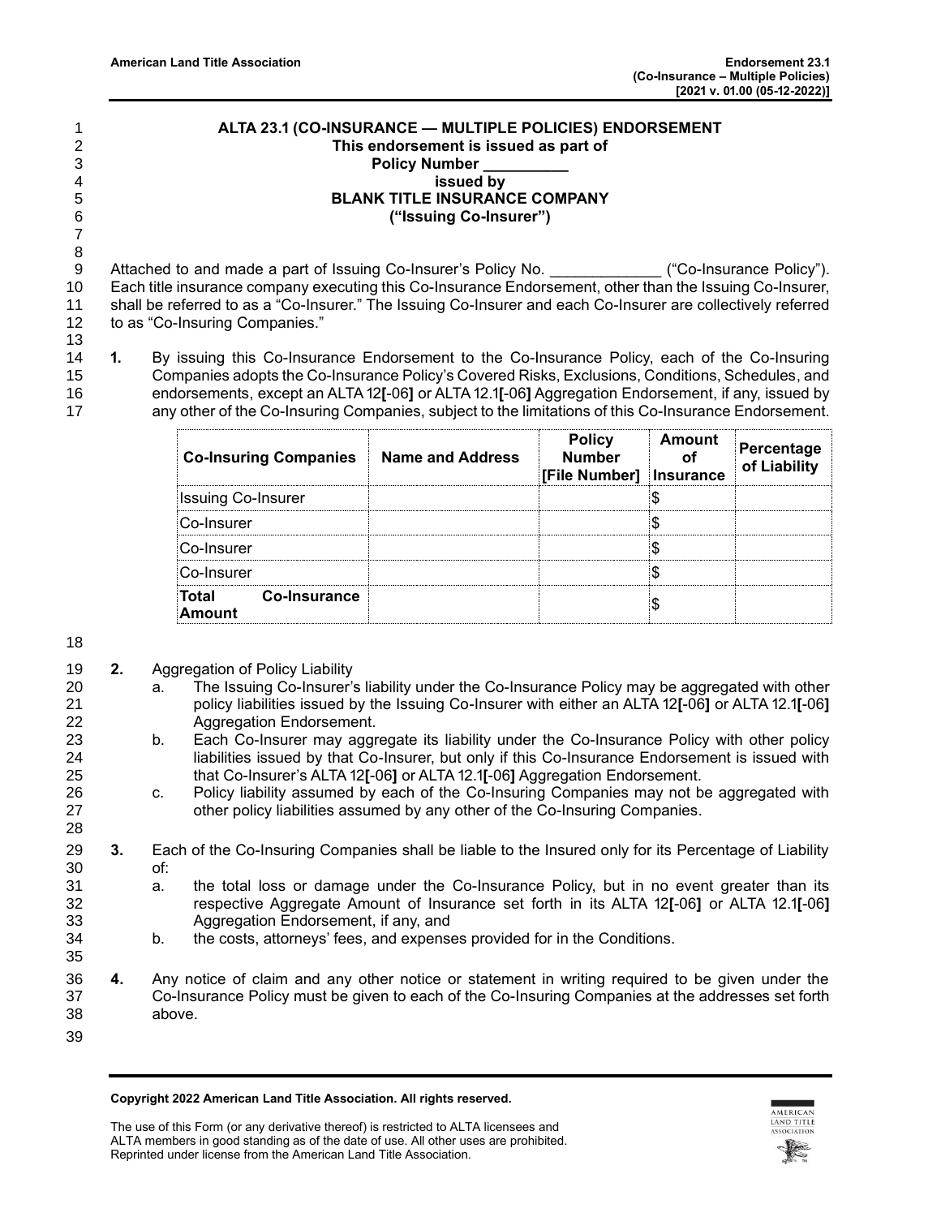# ALTA 23.1 (CO-INSURANCE — MULTIPLE POLICIES) ENDORSEMENT

**This endorsement is issued as part of**
**Policy Number __________**
**issued by**
**BLANK TITLE INSURANCE COMPANY**
**("Issuing Co-Insurer")**

Attached to and made a part of Issuing Co-Insurer's Policy No. _____________ ("Co-Insurance Policy"). Each title insurance company executing this Co-Insurance Endorsement, other than the Issuing Co-Insurer, shall be referred to as a "Co-Insurer." The Issuing Co-Insurer and each Co-Insurer are collectively referred to as "Co-Insuring Companies."

**1.** By issuing this Co-Insurance Endorsement to the Co-Insurance Policy, each of the Co-Insuring Companies adopts the Co-Insurance Policy's Covered Risks, Exclusions, Conditions, Schedules, and endorsements, except an ALTA 12**[**-06**]** or ALTA 12.1**[**-06**]** Aggregation Endorsement, if any, issued by any other of the Co-Insuring Companies, subject to the limitations of this Co-Insurance Endorsement.

| Co-Insuring Companies | Name and Address | Policy Number [File Number] | Amount of Insurance | Percentage of Liability |
|---|---|---|---|---|
| Issuing Co-Insurer | | | $ | |
| Co-Insurer | | | $ | |
| Co-Insurer | | | $ | |
| Co-Insurer | | | $ | |
| **Total Co-Insurance Amount** | | | $ | |

**2.** Aggregation of Policy Liability

a. The Issuing Co-Insurer's liability under the Co-Insurance Policy may be aggregated with other policy liabilities issued by the Issuing Co-Insurer with either an ALTA 12**[**-06**]** or ALTA 12.1**[**-06**]** Aggregation Endorsement.

b. Each Co-Insurer may aggregate its liability under the Co-Insurance Policy with other policy liabilities issued by that Co-Insurer, but only if this Co-Insurance Endorsement is issued with that Co-Insurer's ALTA 12**[**-06**]** or ALTA 12.1**[**-06**]** Aggregation Endorsement.

c. Policy liability assumed by each of the Co-Insuring Companies may not be aggregated with other policy liabilities assumed by any other of the Co-Insuring Companies.

**3.** Each of the Co-Insuring Companies shall be liable to the Insured only for its Percentage of Liability of:

a. the total loss or damage under the Co-Insurance Policy, but in no event greater than its respective Aggregate Amount of Insurance set forth in its ALTA 12**[**-06**]** or ALTA 12.1**[**-06**]** Aggregation Endorsement, if any, and

b. the costs, attorneys' fees, and expenses provided for in the Conditions.

**4.** Any notice of claim and any other notice or statement in writing required to be given under the Co-Insurance Policy must be given to each of the Co-Insuring Companies at the addresses set forth above.

**Copyright 2022 American Land Title Association. All rights reserved.**

The use of this Form (or any derivative thereof) is restricted to ALTA licensees and ALTA members in good standing as of the date of use. All other uses are prohibited. Reprinted under license from the American Land Title Association.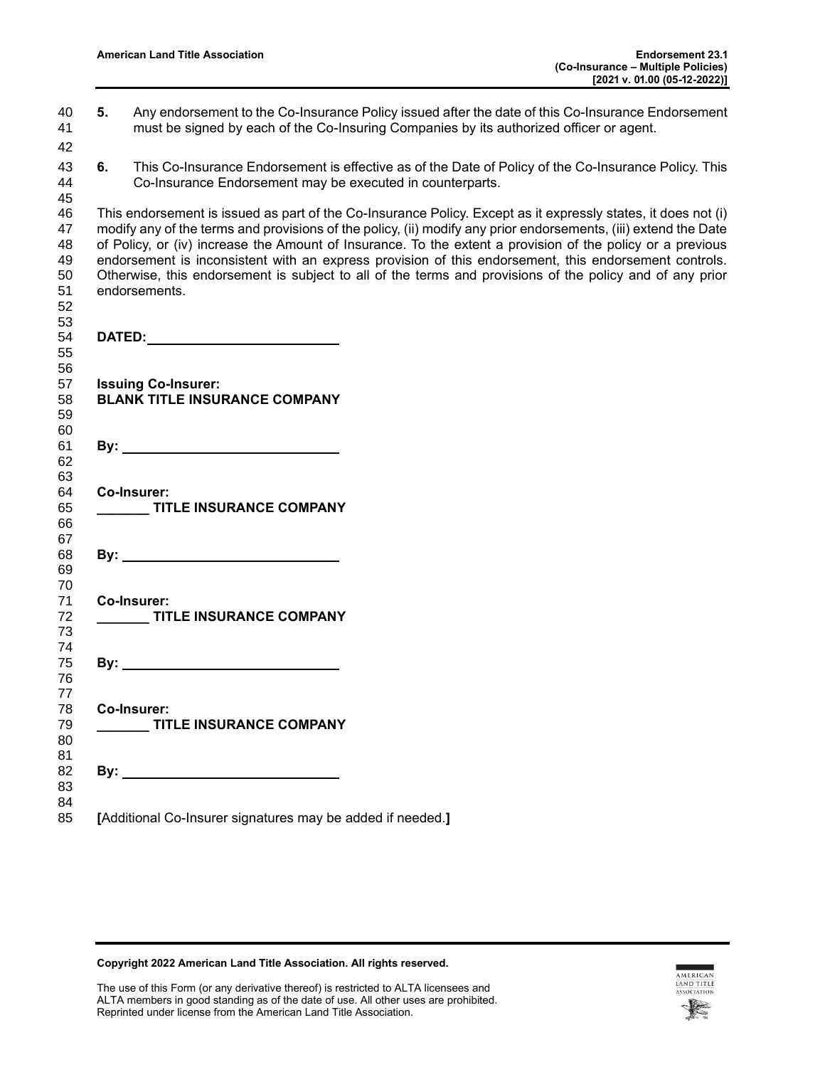**5.** Any endorsement to the Co-Insurance Policy issued after the date of this Co-Insurance Endorsement must be signed by each of the Co-Insuring Companies by its authorized officer or agent.

**6.** This Co-Insurance Endorsement is effective as of the Date of Policy of the Co-Insurance Policy. This Co-Insurance Endorsement may be executed in counterparts.

This endorsement is issued as part of the Co-Insurance Policy. Except as it expressly states, it does not (i) modify any of the terms and provisions of the policy, (ii) modify any prior endorsements, (iii) extend the Date of Policy, or (iv) increase the Amount of Insurance. To the extent a provision of the policy or a previous endorsement is inconsistent with an express provision of this endorsement, this endorsement controls. Otherwise, this endorsement is subject to all of the terms and provisions of the policy and of any prior endorsements.

**DATED:** ____________________________

**Issuing Co-Insurer:**
**BLANK TITLE INSURANCE COMPANY**

**By:** ______________________________

**Co-Insurer:**
**_______ TITLE INSURANCE COMPANY**

**By:** ______________________________

**Co-Insurer:**
**_______ TITLE INSURANCE COMPANY**

**By:** ______________________________

**Co-Insurer:**
**_______ TITLE INSURANCE COMPANY**

**By:** ______________________________

**[**Additional Co-Insurer signatures may be added if needed.**]**

**Copyright 2022 American Land Title Association. All rights reserved.**

The use of this Form (or any derivative thereof) is restricted to ALTA licensees and ALTA members in good standing as of the date of use. All other uses are prohibited. Reprinted under license from the American Land Title Association.